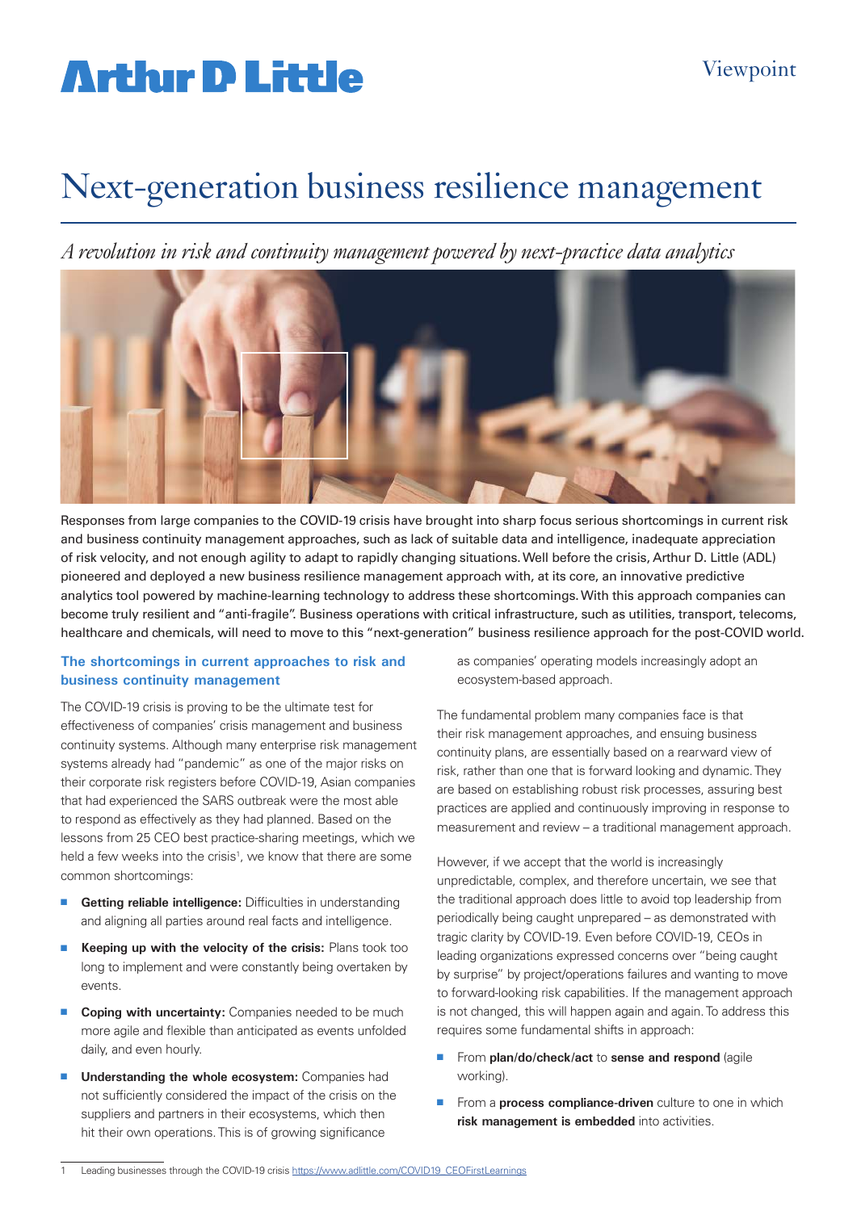Arthur D Little

Viewpoint

# Next-generation business resilience management

*A revolution in risk and continuity management powered by next-practice data analytics*

Responses from large companies to the COVID-19 crisis have brought into sharp focus serious shortcomings in current risk and business continuity management approaches, such as lack of suitable data and intelligence, inadequate appreciation of risk velocity, and not enough agility to adapt to rapidly changing situations. Well before the crisis, Arthur D. Little (ADL) pioneered and deployed a new business resilience management approach with, at its core, an innovative predictive analytics tool powered by machine-learning technology to address these shortcomings. With this approach companies can become truly resilient and "anti-fragile". Business operations with critical infrastructure, such as utilities, transport, telecoms, healthcare and chemicals, will need to move to this "next-generation" business resilience approach for the post-COVID world.

## The shortcomings in current approaches to risk and business continuity management

The COVID-19 crisis is proving to be the ultimate test for effectiveness of companies' crisis management and business continuity systems. Although many enterprise risk management systems already had "pandemic" as one of the major risks on their corporate risk registers before COVID-19, Asian companies that had experienced the SARS outbreak were the most able to respond as effectively as they had planned. Based on the lessons from 25 CEO best practice-sharing meetings, which we held a few weeks into the crisis[1], we know that there are some common shortcomings:

- **Getting reliable intelligence:** Difficulties in understanding and aligning all parties around real facts and intelligence.
- **Keeping up with the velocity of the crisis:** Plans took too long to implement and were constantly being overtaken by events.
- **Coping with uncertainty:** Companies needed to be much more agile and flexible than anticipated as events unfolded daily, and even hourly.
- **Understanding the whole ecosystem:** Companies had not sufficiently considered the impact of the crisis on the suppliers and partners in their ecosystems, which then hit their own operations. This is of growing significance as companies' operating models increasingly adopt an ecosystem-based approach.

The fundamental problem many companies face is that their risk management approaches, and ensuing business continuity plans, are essentially based on a rearward view of risk, rather than one that is forward looking and dynamic. They are based on establishing robust risk processes, assuring best practices are applied and continuously improving in response to measurement and review – a traditional management approach.

However, if we accept that the world is increasingly unpredictable, complex, and therefore uncertain, we see that the traditional approach does little to avoid top leadership from periodically being caught unprepared – as demonstrated with tragic clarity by COVID-19. Even before COVID-19, CEOs in leading organizations expressed concerns over "being caught by surprise" by project/operations failures and wanting to move to forward-looking risk capabilities. If the management approach is not changed, this will happen again and again. To address this requires some fundamental shifts in approach:

- From **plan/do/check/act** to **sense and respond** (agile working).
- From a **process compliance-driven** culture to one in which **risk management is embedded** into activities.

---

1 Leading businesses through the COVID-19 crisis https://www.adlittle.com/COVID19_CEOFirstLearnings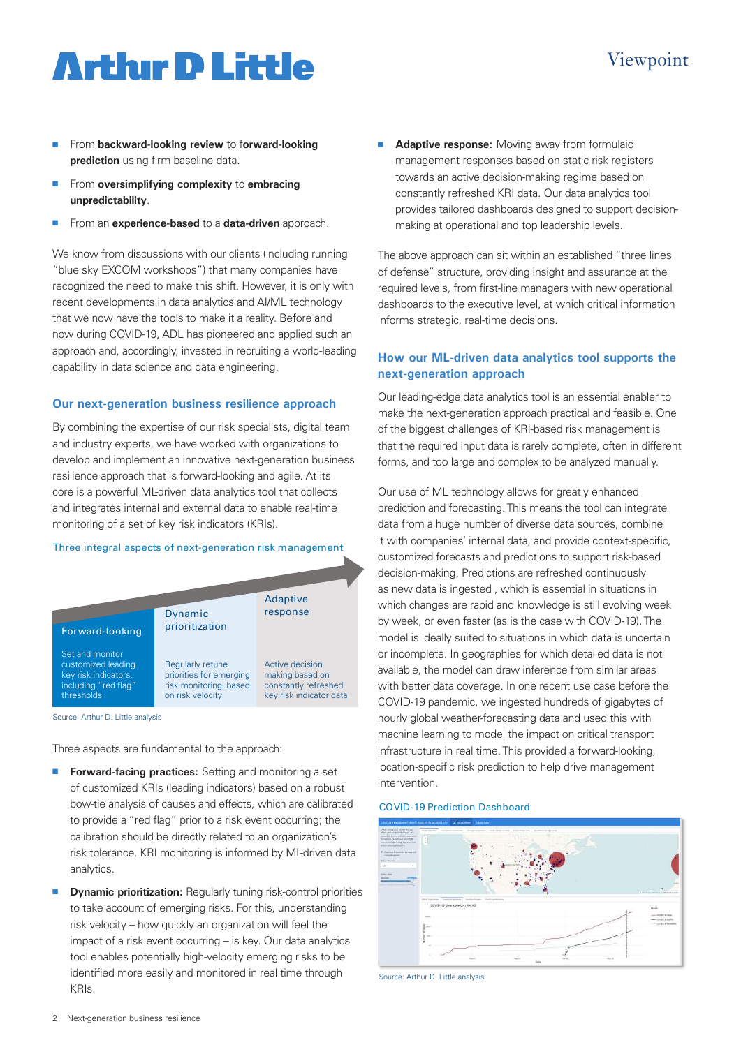- From **backward-looking review** to **forward-looking prediction** using firm baseline data.
- From **oversimplifying complexity** to **embracing unpredictability**.
- From an **experience-based** to a **data-driven** approach.

We know from discussions with our clients (including running "blue sky EXCOM workshops") that many companies have recognized the need to make this shift. However, it is only with recent developments in data analytics and AI/ML technology that we now have the tools to make it a reality. Before and now during COVID-19, ADL has pioneered and applied such an approach and, accordingly, invested in recruiting a world-leading capability in data science and data engineering.

## Our next-generation business resilience approach

By combining the expertise of our risk specialists, digital team and industry experts, we have worked with organizations to develop and implement an innovative next-generation business resilience approach that is forward-looking and agile. At its core is a powerful ML-driven data analytics tool that collects and integrates internal and external data to enable real-time monitoring of a set of key risk indicators (KRIs).

Three integral aspects of next-generation risk management

| Forward-looking | Dynamic prioritization | Adaptive response |
| --- | --- | --- |
| Set and monitor customized leading key risk indicators, including "red flag" thresholds | Regularly retune priorities for emerging risk monitoring, based on risk velocity | Active decision making based on constantly refreshed key risk indicator data |

Source: Arthur D. Little analysis

Three aspects are fundamental to the approach:

- **Forward-facing practices:** Setting and monitoring a set of customized KRIs (leading indicators) based on a robust bow-tie analysis of causes and effects, which are calibrated to provide a "red flag" prior to a risk event occurring; the calibration should be directly related to an organization's risk tolerance. KRI monitoring is informed by ML-driven data analytics.
- **Dynamic prioritization:** Regularly tuning risk-control priorities to take account of emerging risks. For this, understanding risk velocity – how quickly an organization will feel the impact of a risk event occurring – is key. Our data analytics tool enables potentially high-velocity emerging risks to be identified more easily and monitored in real time through KRIs.
- **Adaptive response:** Moving away from formulaic management responses based on static risk registers towards an active decision-making regime based on constantly refreshed KRI data. Our data analytics tool provides tailored dashboards designed to support decision-making at operational and top leadership levels.

The above approach can sit within an established "three lines of defense" structure, providing insight and assurance at the required levels, from first-line managers with new operational dashboards to the executive level, at which critical information informs strategic, real-time decisions.

## How our ML-driven data analytics tool supports the next-generation approach

Our leading-edge data analytics tool is an essential enabler to make the next-generation approach practical and feasible. One of the biggest challenges of KRI-based risk management is that the required input data is rarely complete, often in different forms, and too large and complex to be analyzed manually.

Our use of ML technology allows for greatly enhanced prediction and forecasting. This means the tool can integrate data from a huge number of diverse data sources, combine it with companies' internal data, and provide context-specific, customized forecasts and predictions to support risk-based decision-making. Predictions are refreshed continuously as new data is ingested , which is essential in situations in which changes are rapid and knowledge is still evolving week by week, or even faster (as is the case with COVID-19). The model is ideally suited to situations in which data is uncertain or incomplete. In geographies for which detailed data is not available, the model can draw inference from similar areas with better data coverage. In one recent use case before the COVID-19 pandemic, we ingested hundreds of gigabytes of hourly global weather-forecasting data and used this with machine learning to model the impact on critical transport infrastructure in real time. This provided a forward-looking, location-specific risk prediction to help drive management intervention.

COVID-19 Prediction Dashboard

Source: Arthur D. Little analysis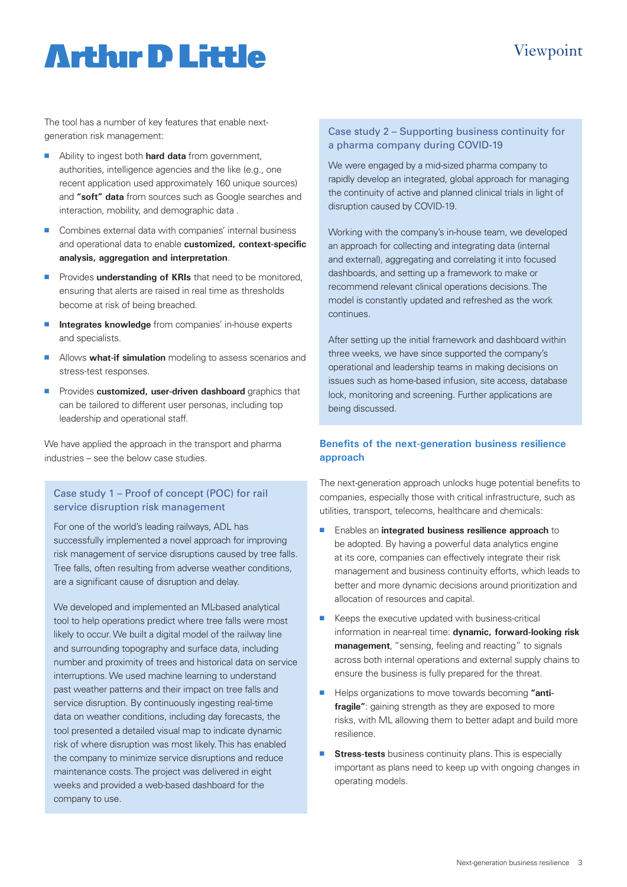The tool has a number of key features that enable next-generation risk management:

- Ability to ingest both **hard data** from government, authorities, intelligence agencies and the like (e.g., one recent application used approximately 160 unique sources) and **"soft" data** from sources such as Google searches and interaction, mobility, and demographic data .
- Combines external data with companies' internal business and operational data to enable **customized, context-specific analysis, aggregation and interpretation**.
- Provides **understanding of KRIs** that need to be monitored, ensuring that alerts are raised in real time as thresholds become at risk of being breached.
- **Integrates knowledge** from companies' in-house experts and specialists.
- Allows **what-if simulation** modeling to assess scenarios and stress-test responses.
- Provides **customized, user-driven dashboard** graphics that can be tailored to different user personas, including top leadership and operational staff.

We have applied the approach in the transport and pharma industries – see the below case studies.

### Case study 1 – Proof of concept (POC) for rail service disruption risk management

For one of the world's leading railways, ADL has successfully implemented a novel approach for improving risk management of service disruptions caused by tree falls. Tree falls, often resulting from adverse weather conditions, are a significant cause of disruption and delay.

We developed and implemented an ML-based analytical tool to help operations predict where tree falls were most likely to occur. We built a digital model of the railway line and surrounding topography and surface data, including number and proximity of trees and historical data on service interruptions. We used machine learning to understand past weather patterns and their impact on tree falls and service disruption. By continuously ingesting real-time data on weather conditions, including day forecasts, the tool presented a detailed visual map to indicate dynamic risk of where disruption was most likely. This has enabled the company to minimize service disruptions and reduce maintenance costs. The project was delivered in eight weeks and provided a web-based dashboard for the company to use.

### Case study 2 – Supporting business continuity for a pharma company during COVID-19

We were engaged by a mid-sized pharma company to rapidly develop an integrated, global approach for managing the continuity of active and planned clinical trials in light of disruption caused by COVID-19.

Working with the company's in-house team, we developed an approach for collecting and integrating data (internal and external), aggregating and correlating it into focused dashboards, and setting up a framework to make or recommend relevant clinical operations decisions. The model is constantly updated and refreshed as the work continues.

After setting up the initial framework and dashboard within three weeks, we have since supported the company's operational and leadership teams in making decisions on issues such as home-based infusion, site access, database lock, monitoring and screening. Further applications are being discussed.

## Benefits of the next-generation business resilience approach

The next-generation approach unlocks huge potential benefits to companies, especially those with critical infrastructure, such as utilities, transport, telecoms, healthcare and chemicals:

- Enables an **integrated business resilience approach** to be adopted. By having a powerful data analytics engine at its core, companies can effectively integrate their risk management and business continuity efforts, which leads to better and more dynamic decisions around prioritization and allocation of resources and capital.
- Keeps the executive updated with business-critical information in near-real time: **dynamic, forward-looking risk management**, "sensing, feeling and reacting" to signals across both internal operations and external supply chains to ensure the business is fully prepared for the threat.
- Helps organizations to move towards becoming **"anti-fragile"**: gaining strength as they are exposed to more risks, with ML allowing them to better adapt and build more resilience.
- **Stress-tests** business continuity plans. This is especially important as plans need to keep up with ongoing changes in operating models.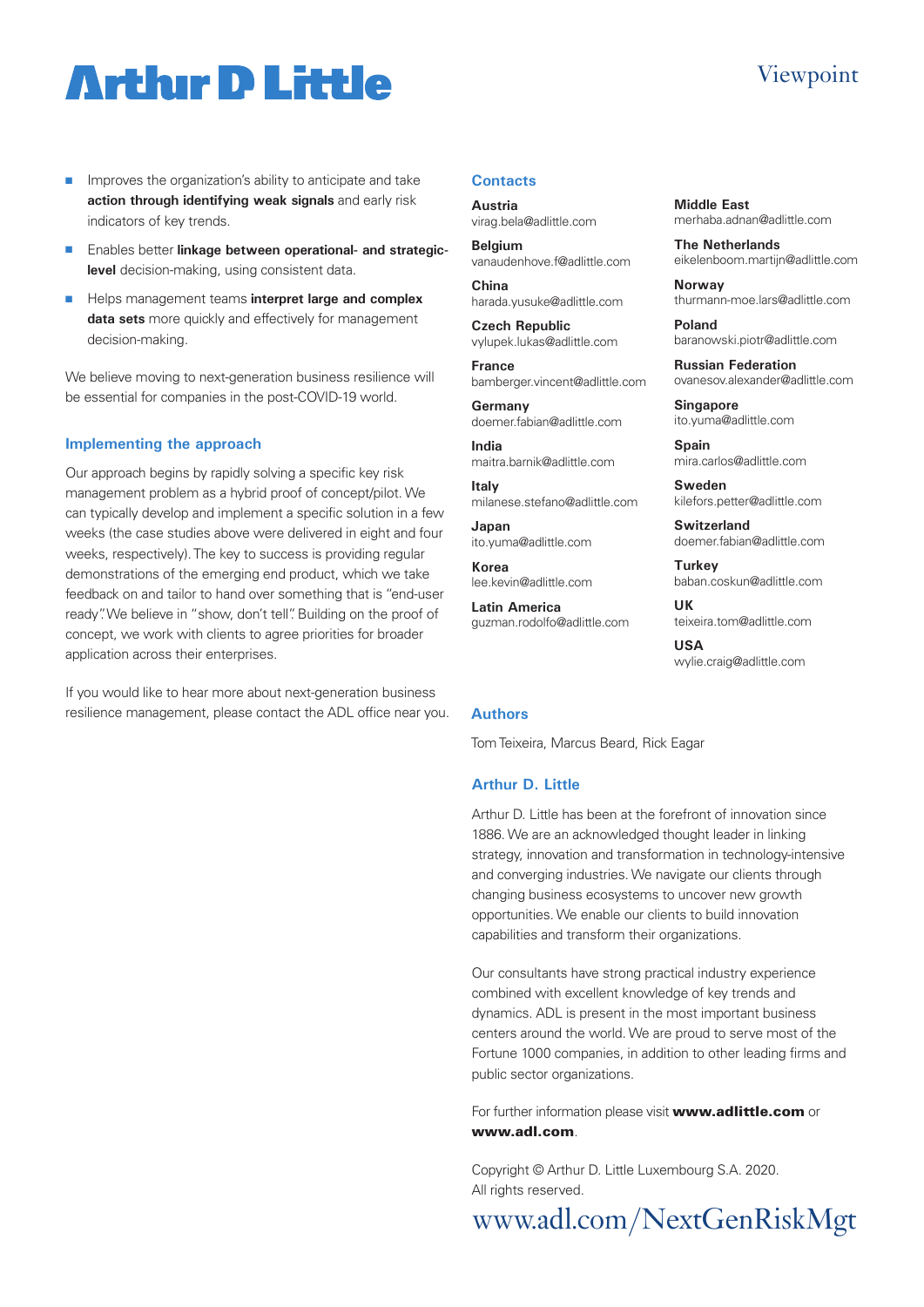- Improves the organization's ability to anticipate and take **action through identifying weak signals** and early risk indicators of key trends.
- Enables better **linkage between operational- and strategic-level** decision-making, using consistent data.
- Helps management teams **interpret large and complex data sets** more quickly and effectively for management decision-making.

We believe moving to next-generation business resilience will be essential for companies in the post-COVID-19 world.

## Implementing the approach

Our approach begins by rapidly solving a specific key risk management problem as a hybrid proof of concept/pilot. We can typically develop and implement a specific solution in a few weeks (the case studies above were delivered in eight and four weeks, respectively). The key to success is providing regular demonstrations of the emerging end product, which we take feedback on and tailor to hand over something that is "end-user ready". We believe in "show, don't tell". Building on the proof of concept, we work with clients to agree priorities for broader application across their enterprises.

If you would like to hear more about next-generation business resilience management, please contact the ADL office near you.

## Contacts

**Austria**
virag.bela@adlittle.com

**Belgium**
vanaudenhove.f@adlittle.com

**China**
harada.yusuke@adlittle.com

**Czech Republic**
vylupek.lukas@adlittle.com

**France**
bamberger.vincent@adlittle.com

**Germany**
doemer.fabian@adlittle.com

**India**
maitra.barnik@adlittle.com

**Italy**
milanese.stefano@adlittle.com

**Japan**
ito.yuma@adlittle.com

**Korea**
lee.kevin@adlittle.com

**Latin America**
guzman.rodolfo@adlittle.com

**Middle East**
merhaba.adnan@adlittle.com

**The Netherlands**
eikelenboom.martijn@adlittle.com

**Norway**
thurmann-moe.lars@adlittle.com

**Poland**
baranowski.piotr@adlittle.com

**Russian Federation**
ovanesov.alexander@adlittle.com

**Singapore**
ito.yuma@adlittle.com

**Spain**
mira.carlos@adlittle.com

**Sweden**
kilefors.petter@adlittle.com

**Switzerland**
doemer.fabian@adlittle.com

**Turkey**
baban.coskun@adlittle.com

**UK**
teixeira.tom@adlittle.com

**USA**
wylie.craig@adlittle.com

## Authors

Tom Teixeira, Marcus Beard, Rick Eagar

## Arthur D. Little

Arthur D. Little has been at the forefront of innovation since 1886. We are an acknowledged thought leader in linking strategy, innovation and transformation in technology-intensive and converging industries. We navigate our clients through changing business ecosystems to uncover new growth opportunities. We enable our clients to build innovation capabilities and transform their organizations.

Our consultants have strong practical industry experience combined with excellent knowledge of key trends and dynamics. ADL is present in the most important business centers around the world. We are proud to serve most of the Fortune 1000 companies, in addition to other leading firms and public sector organizations.

For further information please visit **www.adlittle.com** or **www.adl.com**.

Copyright © Arthur D. Little Luxembourg S.A. 2020. All rights reserved.

www.adl.com/NextGenRiskMgt